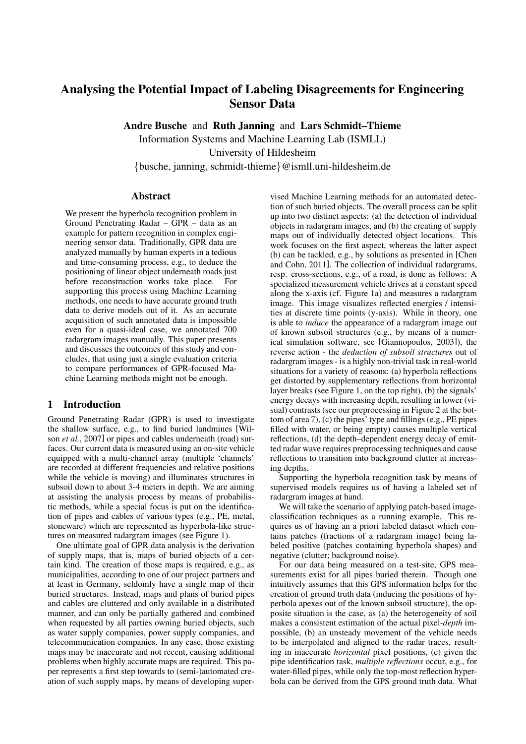# Analysing the Potential Impact of Labeling Disagreements for Engineering Sensor Data

**Andre Busche** and **Ruth Janning** and **Lars Schmidt–Thieme**

Information Systems and Machine Learning Lab (ISMLL)

University of Hildesheim

{busche, janning, schmidt-thieme}@ismll.uni-hildesheim.de

## Abstract

We present the hyperbola recognition problem in Ground Penetrating Radar – GPR – data as an example for pattern recognition in complex engineering sensor data. Traditionally, GPR data are analyzed manually by human experts in a tedious and time-consuming process, e.g., to deduce the positioning of linear object underneath roads just before reconstruction works take place. For supporting this process using Machine Learning methods, one needs to have accurate ground truth data to derive models out of it. As an accurate acquisition of such annotated data is impossible even for a quasi-ideal case, we annotated 700 radargram images manually. This paper presents and discusses the outcomes of this study and concludes, that using just a single evaluation criteria to compare performances of GPR-focused Machine Learning methods might not be enough.

## 1 Introduction

Ground Penetrating Radar (GPR) is used to investigate the shallow surface, e.g., to find buried landmines [Wilson *et al.*, 2007] or pipes and cables underneath (road) surfaces. Our current data is measured using an on-site vehicle equipped with a multi-channel array (multiple 'channels' are recorded at different frequencies and relative positions while the vehicle is moving) and illuminates structures in subsoil down to about 3-4 meters in depth. We are aiming at assisting the analysis process by means of probabilistic methods, while a special focus is put on the identification of pipes and cables of various types (e.g., PE, metal, stoneware) which are represented as hyperbola-like structures on measured radargram images (see Figure 1).

One ultimate goal of GPR data analysis is the derivation of supply maps, that is, maps of buried objects of a certain kind. The creation of those maps is required, e.g., as municipalities, according to one of our project partners and at least in Germany, seldomly have a single map of their buried structures. Instead, maps and plans of buried pipes and cables are cluttered and only available in a distributed manner, and can only be partially gathered and combined when requested by all parties owning buried objects, such as water supply companies, power supply companies, and telecommunication companies. In any case, those existing maps may be inaccurate and not recent, causing additional problems when highly accurate maps are required. This paper represents a first step towards to (semi-)automated creation of such supply maps, by means of developing supervised Machine Learning methods for an automated detection of such buried objects. The overall process can be split up into two distinct aspects: (a) the detection of individual objects in radargram images, and (b) the creating of supply maps out of individually detected object locations. This work focuses on the first aspect, whereas the latter aspect (b) can be tackled, e.g., by solutions as presented in [Chen and Cohn, 2011]. The collection of individual radargrams, resp. cross-sections, e.g., of a road, is done as follows: A specialized measurement vehicle drives at a constant speed along the x-axis (cf. Figure 1a) and measures a radargram image. This image visualizes reflected energies / intensities at discrete time points (y-axis). While in theory, one is able to *induce* the appearance of a radargram image out of known subsoil structures (e.g., by means of a numerical simulation software, see [Giannopoulos, 2003]), the reverse action - the *deduction of subsoil structures* out of radargram images - is a highly non-trivial task in real-world situations for a variety of reasons: (a) hyperbola reflections get distorted by supplementary reflections from horizontal layer breaks (see Figure 1, on the top right), (b) the signals' energy decays with increasing depth, resulting in lower (visual) contrasts (see our preprocessing in Figure 2 at the bottom of area 7), (c) the pipes' type and fillings (e.g., PE pipes filled with water, or being empty) causes multiple vertical reflections, (d) the depth–dependent energy decay of emitted radar wave requires preprocessing techniques and cause reflections to transition into background clutter at increasing depths.

Supporting the hyperbola recognition task by means of supervised models requires us of having a labeled set of radargram images at hand.

We will take the scenario of applying patch-based image-classification techniques as a running example. This requires us of having an a priori labeled dataset which contains patches (fractions of a radargram image) being labeled positive (patches containing hyperbola shapes) and negative (clutter; background noise).

For our data being measured on a test-site, GPS measurements exist for all pipes buried therein. Though one intuitively assumes that this GPS information helps for the creation of ground truth data (inducing the positions of hyperbola apexes out of the known subsoil structure), the opposite situation is the case, as (a) the heterogeneity of soil makes a consistent estimation of the actual pixel-*depth* impossible, (b) an unsteady movement of the vehicle needs to be interpolated and aligned to the radar traces, resulting in inaccurate *horizontal* pixel positions, (c) given the pipe identification task, *multiple reflections* occur, e.g., for water-filled pipes, while only the top-most reflection hyperbola can be derived from the GPS ground truth data. What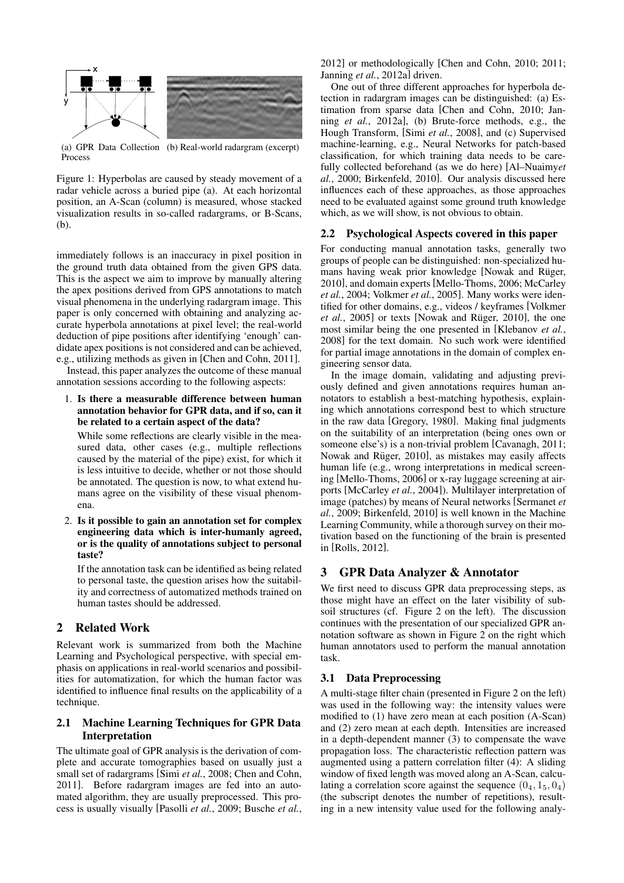(a) GPR Data Collection Process (b) Real-world radargram (excerpt)

Figure 1: Hyperbolas are caused by steady movement of a radar vehicle across a buried pipe (a). At each horizontal position, an A-Scan (column) is measured, whose stacked visualization results in so-called radargrams, or B-Scans, (b).

immediately follows is an inaccuracy in pixel position in the ground truth data obtained from the given GPS data. This is the aspect we aim to improve by manually altering the apex positions derived from GPS annotations to match visual phenomena in the underlying radargram image. This paper is only concerned with obtaining and analyzing accurate hyperbola annotations at pixel level; the real-world deduction of pipe positions after identifying 'enough' candidate apex positions is not considered and can be achieved, e.g., utilizing methods as given in [Chen and Cohn, 2011].

Instead, this paper analyzes the outcome of these manual annotation sessions according to the following aspects:

1. **Is there a measurable difference between human annotation behavior for GPR data, and if so, can it be related to a certain aspect of the data?**

   While some reflections are clearly visible in the measured data, other cases (e.g., multiple reflections caused by the material of the pipe) exist, for which it is less intuitive to decide, whether or not those should be annotated. The question is now, to what extend humans agree on the visibility of these visual phenomena.

2. **Is it possible to gain an annotation set for complex engineering data which is inter-humanly agreed, or is the quality of annotations subject to personal taste?**

   If the annotation task can be identified as being related to personal taste, the question arises how the suitability and correctness of automatized methods trained on human tastes should be addressed.

## 2 Related Work

Relevant work is summarized from both the Machine Learning and Psychological perspective, with special emphasis on applications in real-world scenarios and possibilities for automatization, for which the human factor was identified to influence final results on the applicability of a technique.

### 2.1 Machine Learning Techniques for GPR Data Interpretation

The ultimate goal of GPR analysis is the derivation of complete and accurate tomographies based on usually just a small set of radargrams [Simi *et al.*, 2008; Chen and Cohn, 2011]. Before radargram images are fed into an automated algorithm, they are usually preprocessed. This process is usually visually [Pasolli *et al.*, 2009; Busche *et al.*, 2012] or methodologically [Chen and Cohn, 2010; 2011; Janning *et al.*, 2012a] driven.

One out of three different approaches for hyperbola detection in radargram images can be distinguished: (a) Estimation from sparse data [Chen and Cohn, 2010; Janning *et al.*, 2012a], (b) Brute-force methods, e.g., the Hough Transform, [Simi *et al.*, 2008], and (c) Supervised machine-learning, e.g., Neural Networks for patch-based classification, for which training data needs to be carefully collected beforehand (as we do here) [Al–Nuaimy*et al.*, 2000; Birkenfeld, 2010]. Our analysis discussed here influences each of these approaches, as those approaches need to be evaluated against some ground truth knowledge which, as we will show, is not obvious to obtain.

### 2.2 Psychological Aspects covered in this paper

For conducting manual annotation tasks, generally two groups of people can be distinguished: non-specialized humans having weak prior knowledge [Nowak and Rüger, 2010], and domain experts [Mello-Thoms, 2006; McCarley *et al.*, 2004; Volkmer *et al.*, 2005]. Many works were identified for other domains, e.g., videos / keyframes [Volkmer *et al.*, 2005] or texts [Nowak and Rüger, 2010], the one most similar being the one presented in [Klebanov *et al.*, 2008] for the text domain. No such work were identified for partial image annotations in the domain of complex engineering sensor data.

In the image domain, validating and adjusting previously defined and given annotations requires human annotators to establish a best-matching hypothesis, explaining which annotations correspond best to which structure in the raw data [Gregory, 1980]. Making final judgments on the suitability of an interpretation (being ones own or someone else's) is a non-trivial problem [Cavanagh, 2011; Nowak and Rüger, 2010], as mistakes may easily affects human life (e.g., wrong interpretations in medical screening [Mello-Thoms, 2006] or x-ray luggage screening at airports [McCarley *et al.*, 2004]). Multilayer interpretation of image (patches) by means of Neural networks [Sermanet *et al.*, 2009; Birkenfeld, 2010] is well known in the Machine Learning Community, while a thorough survey on their motivation based on the functioning of the brain is presented in [Rolls, 2012].

## 3 GPR Data Analyzer & Annotator

We first need to discuss GPR data preprocessing steps, as those might have an effect on the later visibility of subsoil structures (cf. Figure 2 on the left). The discussion continues with the presentation of our specialized GPR annotation software as shown in Figure 2 on the right which human annotators used to perform the manual annotation task.

### 3.1 Data Preprocessing

A multi-stage filter chain (presented in Figure 2 on the left) was used in the following way: the intensity values were modified to (1) have zero mean at each position (A-Scan) and (2) zero mean at each depth. Intensities are increased in a depth-dependent manner (3) to compensate the wave propagation loss. The characteristic reflection pattern was augmented using a pattern correlation filter (4): A sliding window of fixed length was moved along an A-Scan, calculating a correlation score against the sequence $(0_4, 1_5, 0_4)$ (the subscript denotes the number of repetitions), resulting in a new intensity value used for the following analy-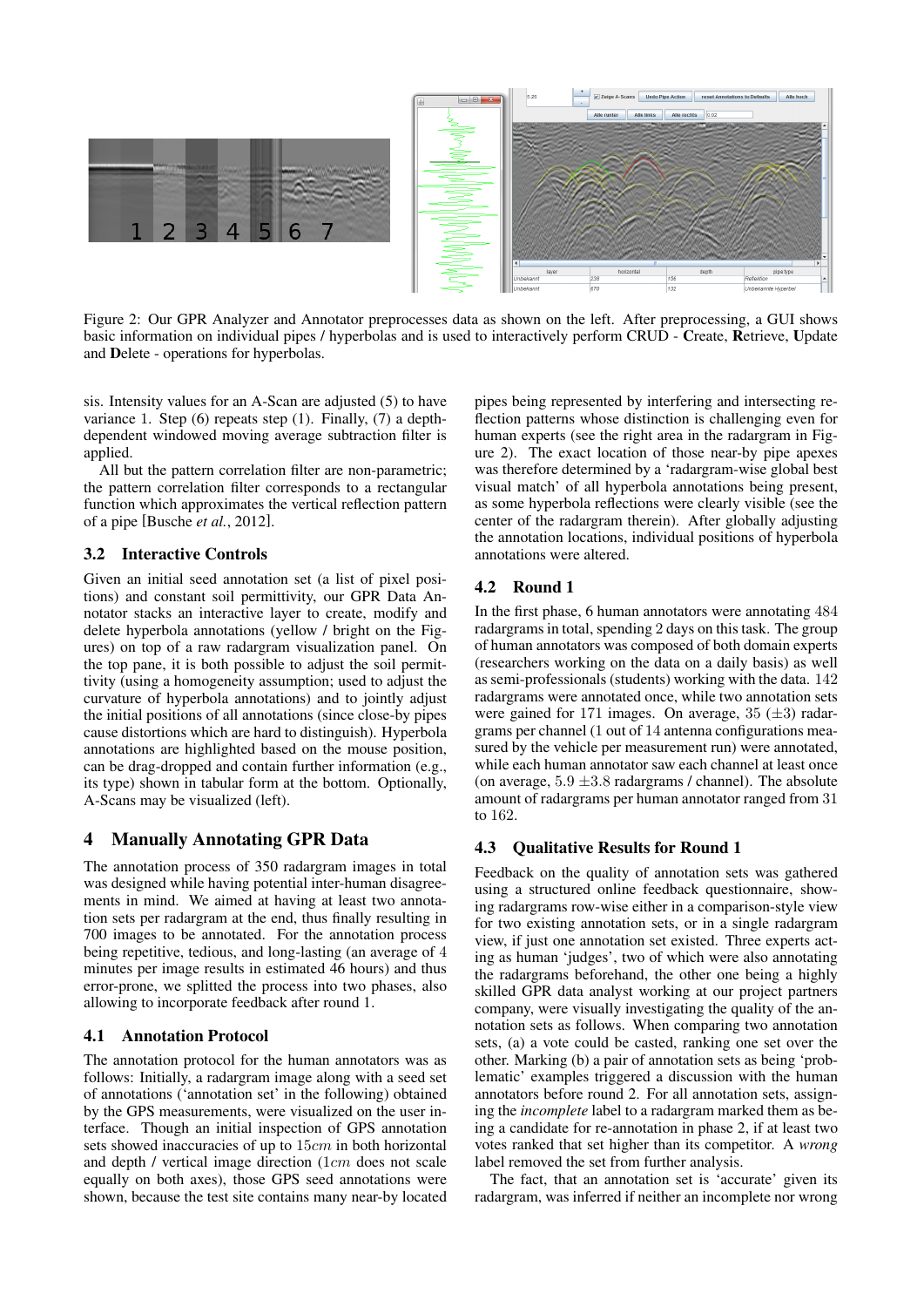Figure 2: Our GPR Analyzer and Annotator preprocesses data as shown on the left. After preprocessing, a GUI shows basic information on individual pipes / hyperbolas and is used to interactively perform CRUD - **C**reate, **R**etrieve, **U**pdate and **D**elete - operations for hyperbolas.

sis. Intensity values for an A-Scan are adjusted (5) to have variance 1. Step (6) repeats step (1). Finally, (7) a depth-dependent windowed moving average subtraction filter is applied.

All but the pattern correlation filter are non-parametric; the pattern correlation filter corresponds to a rectangular function which approximates the vertical reflection pattern of a pipe [Busche *et al.*, 2012].

### 3.2 Interactive Controls

Given an initial seed annotation set (a list of pixel positions) and constant soil permittivity, our GPR Data Annotator stacks an interactive layer to create, modify and delete hyperbola annotations (yellow / bright on the Figures) on top of a raw radargram visualization panel. On the top pane, it is both possible to adjust the soil permittivity (using a homogeneity assumption; used to adjust the curvature of hyperbola annotations) and to jointly adjust the initial positions of all annotations (since close-by pipes cause distortions which are hard to distinguish). Hyperbola annotations are highlighted based on the mouse position, can be drag-dropped and contain further information (e.g., its type) shown in tabular form at the bottom. Optionally, A-Scans may be visualized (left).

## 4 Manually Annotating GPR Data

The annotation process of 350 radargram images in total was designed while having potential inter-human disagreements in mind. We aimed at having at least two annotation sets per radargram at the end, thus finally resulting in 700 images to be annotated. For the annotation process being repetitive, tedious, and long-lasting (an average of $4$ minutes per image results in estimated 46 hours) and thus error-prone, we splitted the process into two phases, also allowing to incorporate feedback after round 1.

### 4.1 Annotation Protocol

The annotation protocol for the human annotators was as follows: Initially, a radargram image along with a seed set of annotations ('annotation set' in the following) obtained by the GPS measurements, were visualized on the user interface. Though an initial inspection of GPS annotation sets showed inaccuracies of up to $15cm$ in both horizontal and depth / vertical image direction ($1cm$ does not scale equally on both axes), those GPS seed annotations were shown, because the test site contains many near-by located pipes being represented by interfering and intersecting reflection patterns whose distinction is challenging even for human experts (see the right area in the radargram in Figure 2). The exact location of those near-by pipe apexes was therefore determined by a 'radargram-wise global best visual match' of all hyperbola annotations being present, as some hyperbola reflections were clearly visible (see the center of the radargram therein). After globally adjusting the annotation locations, individual positions of hyperbola annotations were altered.

### 4.2 Round 1

In the first phase, 6 human annotators were annotating $484$ radargrams in total, spending $2$ days on this task. The group of human annotators was composed of both domain experts (researchers working on the data on a daily basis) as well as semi-professionals (students) working with the data. $142$ radargrams were annotated once, while two annotation sets were gained for $171$ images. On average, $35$ ($\pm 3$) radargrams per channel (1 out of $14$ antenna configurations measured by the vehicle per measurement run) were annotated, while each human annotator saw each channel at least once (on average, $5.9 \pm 3.8$ radargrams / channel). The absolute amount of radargrams per human annotator ranged from $31$ to $162$.

### 4.3 Qualitative Results for Round 1

Feedback on the quality of annotation sets was gathered using a structured online feedback questionnaire, showing radargrams row-wise either in a comparison-style view for two existing annotation sets, or in a single radargram view, if just one annotation set existed. Three experts acting as human 'judges', two of which were also annotating the radargrams beforehand, the other one being a highly skilled GPR data analyst working at our project partners company, were visually investigating the quality of the annotation sets as follows. When comparing two annotation sets, (a) a vote could be casted, ranking one set over the other. Marking (b) a pair of annotation sets as being 'problematic' examples triggered a discussion with the human annotators before round 2. For all annotation sets, assigning the *incomplete* label to a radargram marked them as being a candidate for re-annotation in phase 2, if at least two votes ranked that set higher than its competitor. A *wrong* label removed the set from further analysis.

The fact, that an annotation set is 'accurate' given its radargram, was inferred if neither an incomplete nor wrong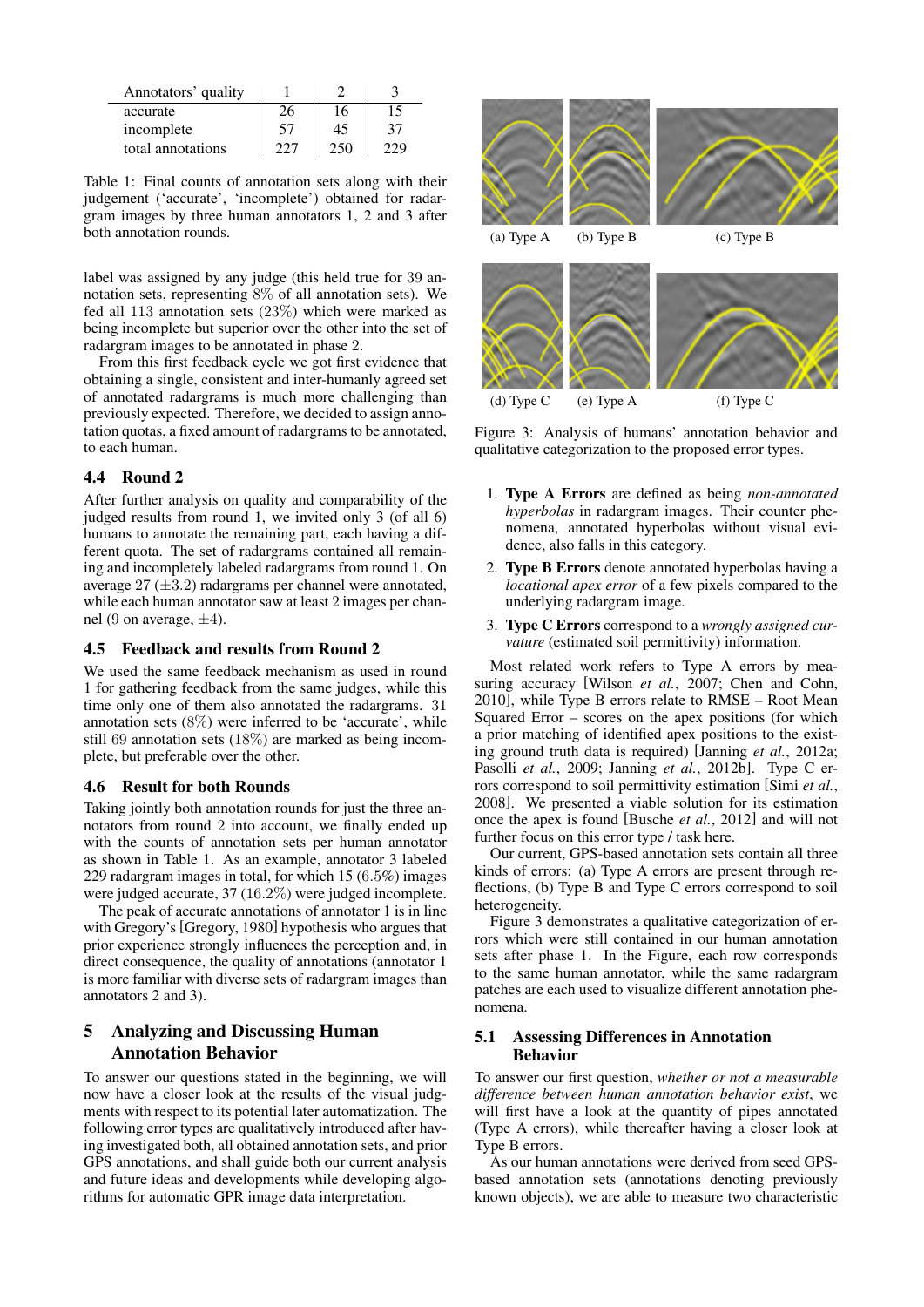| Annotators' quality | 1 | 2 | 3 |
|---|---|---|---|
| accurate | 26 | 16 | 15 |
| incomplete | 57 | 45 | 37 |
| total annotations | 227 | 250 | 229 |

Table 1: Final counts of annotation sets along with their judgement ('accurate', 'incomplete') obtained for radargram images by three human annotators 1, 2 and 3 after both annotation rounds.

label was assigned by any judge (this held true for 39 annotation sets, representing 8% of all annotation sets). We fed all 113 annotation sets (23%) which were marked as being incomplete but superior over the other into the set of radargram images to be annotated in phase 2.

From this first feedback cycle we got first evidence that obtaining a single, consistent and inter-humanly agreed set of annotated radargrams is much more challenging than previously expected. Therefore, we decided to assign annotation quotas, a fixed amount of radargrams to be annotated, to each human.

### 4.4 Round 2

After further analysis on quality and comparability of the judged results from round 1, we invited only 3 (of all 6) humans to annotate the remaining part, each having a different quota. The set of radargrams contained all remaining and incompletely labeled radargrams from round 1. On average 27 ($\pm 3.2$) radargrams per channel were annotated, while each human annotator saw at least 2 images per channel (9 on average, $\pm 4$).

### 4.5 Feedback and results from Round 2

We used the same feedback mechanism as used in round 1 for gathering feedback from the same judges, while this time only one of them also annotated the radargrams. 31 annotation sets (8%) were inferred to be 'accurate', while still 69 annotation sets (18%) are marked as being incomplete, but preferable over the other.

### 4.6 Result for both Rounds

Taking jointly both annotation rounds for just the three annotators from round 2 into account, we finally ended up with the counts of annotation sets per human annotator as shown in Table 1. As an example, annotator 3 labeled 229 radargram images in total, for which 15 (6.5%) images were judged accurate, 37 (16.2%) were judged incomplete.

The peak of accurate annotations of annotator 1 is in line with Gregory's [Gregory, 1980] hypothesis who argues that prior experience strongly influences the perception and, in direct consequence, the quality of annotations (annotator 1 is more familiar with diverse sets of radargram images than annotators 2 and 3).

## 5 Analyzing and Discussing Human Annotation Behavior

To answer our questions stated in the beginning, we will now have a closer look at the results of the visual judgments with respect to its potential later automatization. The following error types are qualitatively introduced after having investigated both, all obtained annotation sets, and prior GPS annotations, and shall guide both our current analysis and future ideas and developments while developing algorithms for automatic GPR image data interpretation.

(a) Type A (b) Type B (c) Type B

(d) Type C (e) Type A (f) Type C

Figure 3: Analysis of humans' annotation behavior and qualitative categorization to the proposed error types.

1. **Type A Errors** are defined as being *non-annotated hyperbolas* in radargram images. Their counter phenomena, annotated hyperbolas without visual evidence, also falls in this category.
2. **Type B Errors** denote annotated hyperbolas having a *locational apex error* of a few pixels compared to the underlying radargram image.
3. **Type C Errors** correspond to a *wrongly assigned curvature* (estimated soil permittivity) information.

Most related work refers to Type A errors by measuring accuracy [Wilson *et al.*, 2007; Chen and Cohn, 2010], while Type B errors relate to RMSE – Root Mean Squared Error – scores on the apex positions (for which a prior matching of identified apex positions to the existing ground truth data is required) [Janning *et al.*, 2012a; Pasolli *et al.*, 2009; Janning *et al.*, 2012b]. Type C errors correspond to soil permittivity estimation [Simi *et al.*, 2008]. We presented a viable solution for its estimation once the apex is found [Busche *et al.*, 2012] and will not further focus on this error type / task here.

Our current, GPS-based annotation sets contain all three kinds of errors: (a) Type A errors are present through reflections, (b) Type B and Type C errors correspond to soil heterogeneity.

Figure 3 demonstrates a qualitative categorization of errors which were still contained in our human annotation sets after phase 1. In the Figure, each row corresponds to the same human annotator, while the same radargram patches are each used to visualize different annotation phenomena.

### 5.1 Assessing Differences in Annotation Behavior

To answer our first question, *whether or not a measurable difference between human annotation behavior exist*, we will first have a look at the quantity of pipes annotated (Type A errors), while thereafter having a closer look at Type B errors.

As our human annotations were derived from seed GPS-based annotation sets (annotations denoting previously known objects), we are able to measure two characteristic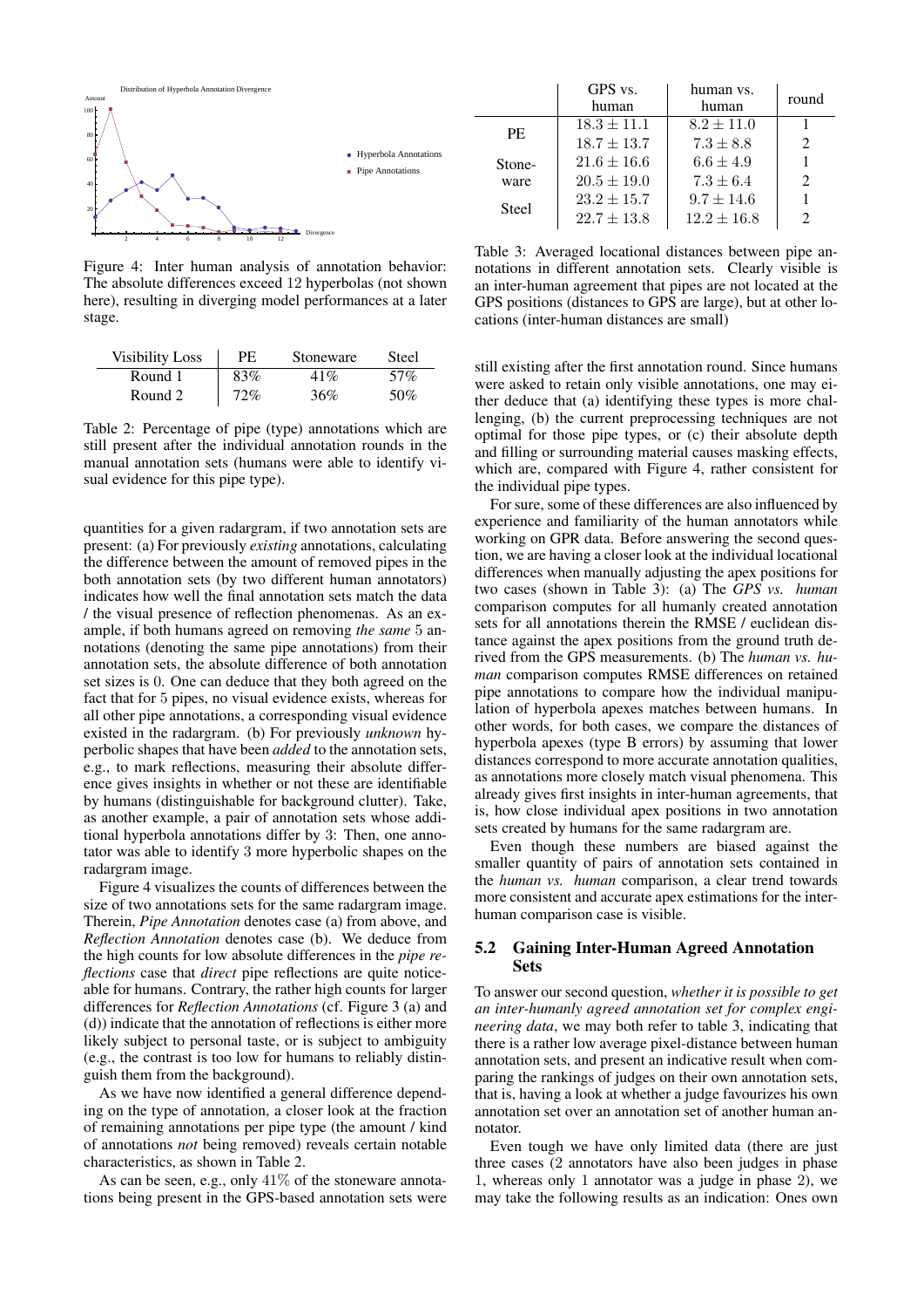Figure 4: Inter human analysis of annotation behavior: The absolute differences exceed 12 hyperbolas (not shown here), resulting in diverging model performances at a later stage.

| Visibility Loss | PE | Stoneware | Steel |
|---|---|---|---|
| Round 1 | 83% | 41% | 57% |
| Round 2 | 72% | 36% | 50% |

Table 2: Percentage of pipe (type) annotations which are still present after the individual annotation rounds in the manual annotation sets (humans were able to identify visual evidence for this pipe type).

quantities for a given radargram, if two annotation sets are present: (a) For previously *existing* annotations, calculating the difference between the amount of removed pipes in the both annotation sets (by two different human annotators) indicates how well the final annotation sets match the data / the visual presence of reflection phenomenas. As an example, if both humans agreed on removing *the same* 5 annotations (denoting the same pipe annotations) from their annotation sets, the absolute difference of both annotation set sizes is 0. One can deduce that they both agreed on the fact that for 5 pipes, no visual evidence exists, whereas for all other pipe annotations, a corresponding visual evidence existed in the radargram. (b) For previously *unknown* hyperbolic shapes that have been *added* to the annotation sets, e.g., to mark reflections, measuring their absolute difference gives insights in whether or not these are identifiable by humans (distinguishable for background clutter). Take, as another example, a pair of annotation sets whose additional hyperbola annotations differ by 3: Then, one annotator was able to identify 3 more hyperbolic shapes on the radargram image.

Figure 4 visualizes the counts of differences between the size of two annotations sets for the same radargram image. Therein, *Pipe Annotation* denotes case (a) from above, and *Reflection Annotation* denotes case (b). We deduce from the high counts for low absolute differences in the *pipe reflections* case that *direct* pipe reflections are quite noticeable for humans. Contrary, the rather high counts for larger differences for *Reflection Annotations* (cf. Figure 3 (a) and (d)) indicate that the annotation of reflections is either more likely subject to personal taste, or is subject to ambiguity (e.g., the contrast is too low for humans to reliably distinguish them from the background).

As we have now identified a general difference depending on the type of annotation, a closer look at the fraction of remaining annotations per pipe type (the amount / kind of annotations *not* being removed) reveals certain notable characteristics, as shown in Table 2.

As can be seen, e.g., only 41% of the stoneware annotations being present in the GPS-based annotation sets were still existing after the first annotation round. Since humans were asked to retain only visible annotations, one may either deduce that (a) identifying these types is more challenging, (b) the current preprocessing techniques are not optimal for those pipe types, or (c) their absolute depth and filling or surrounding material causes masking effects, which are, compared with Figure 4, rather consistent for the individual pipe types.

|  | GPS vs. human | human vs. human | round |
|---|---|---|---|
| PE | $18.3 \pm 11.1$ | $8.2 \pm 11.0$ | 1 |
|  | $18.7 \pm 13.7$ | $7.3 \pm 8.8$ | 2 |
| Stoneware | $21.6 \pm 16.6$ | $6.6 \pm 4.9$ | 1 |
|  | $20.5 \pm 19.0$ | $7.3 \pm 6.4$ | 2 |
| Steel | $23.2 \pm 15.7$ | $9.7 \pm 14.6$ | 1 |
|  | $22.7 \pm 13.8$ | $12.2 \pm 16.8$ | 2 |

Table 3: Averaged locational distances between pipe annotations in different annotation sets. Clearly visible is an inter-human agreement that pipes are not located at the GPS positions (distances to GPS are large), but at other locations (inter-human distances are small)

For sure, some of these differences are also influenced by experience and familiarity of the human annotators while working on GPR data. Before answering the second question, we are having a closer look at the individual locational differences when manually adjusting the apex positions for two cases (shown in Table 3): (a) The *GPS vs. human* comparison computes for all humanly created annotation sets for all annotations therein the RMSE / euclidean distance against the apex positions from the ground truth derived from the GPS measurements. (b) The *human vs. human* comparison computes RMSE differences on retained pipe annotations to compare how the individual manipulation of hyperbola apexes matches between humans. In other words, for both cases, we compare the distances of hyperbola apexes (type B errors) by assuming that lower distances correspond to more accurate annotation qualities, as annotations more closely match visual phenomena. This already gives first insights in inter-human agreements, that is, how close individual apex positions in two annotation sets created by humans for the same radargram are.

Even though these numbers are biased against the smaller quantity of pairs of annotation sets contained in the *human vs. human* comparison, a clear trend towards more consistent and accurate apex estimations for the inter-human comparison case is visible.

### 5.2 Gaining Inter-Human Agreed Annotation Sets

To answer our second question, *whether it is possible to get an inter-humanly agreed annotation set for complex engineering data*, we may both refer to table 3, indicating that there is a rather low average pixel-distance between human annotation sets, and present an indicative result when comparing the rankings of judges on their own annotation sets, that is, having a look at whether a judge favourizes his own annotation set over an annotation set of another human annotator.

Even tough we have only limited data (there are just three cases (2 annotators have also been judges in phase 1, whereas only 1 annotator was a judge in phase 2), we may take the following results as an indication: Ones own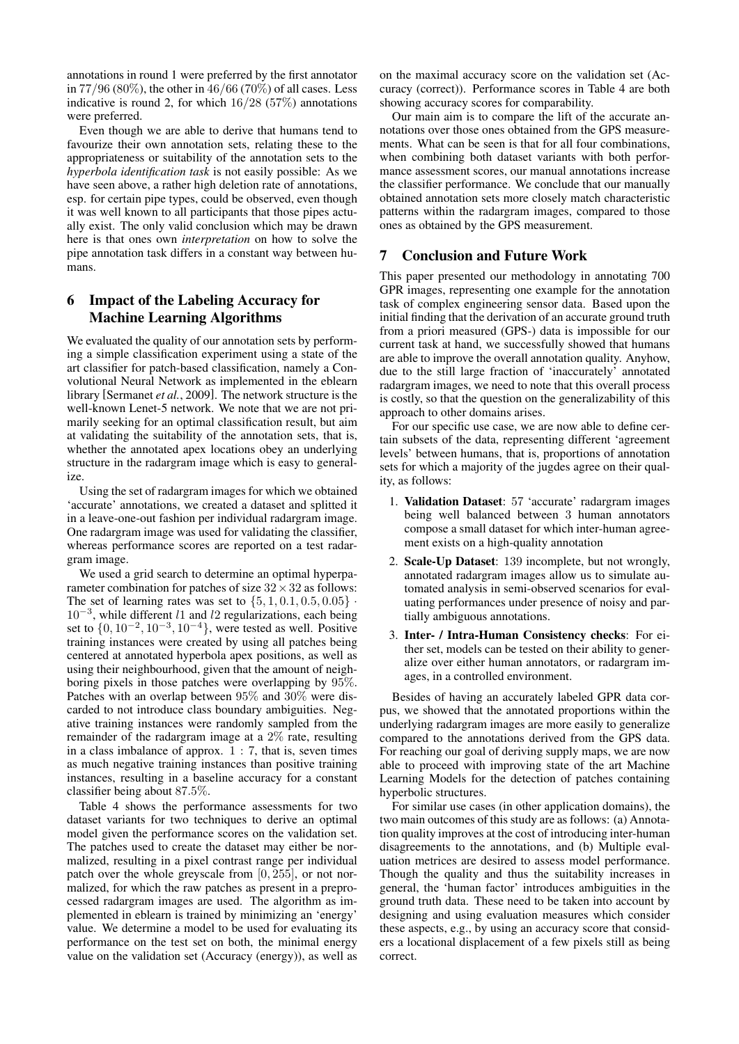annotations in round 1 were preferred by the first annotator in $77/96$ (80%), the other in $46/66$ (70%) of all cases. Less indicative is round 2, for which $16/28$ (57%) annotations were preferred.

Even though we are able to derive that humans tend to favourize their own annotation sets, relating these to the appropriateness or suitability of the annotation sets to the *hyperbola identification task* is not easily possible: As we have seen above, a rather high deletion rate of annotations, esp. for certain pipe types, could be observed, even though it was well known to all participants that those pipes actually exist. The only valid conclusion which may be drawn here is that ones own *interpretation* on how to solve the pipe annotation task differs in a constant way between humans.

## 6 Impact of the Labeling Accuracy for Machine Learning Algorithms

We evaluated the quality of our annotation sets by performing a simple classification experiment using a state of the art classifier for patch-based classification, namely a Convolutional Neural Network as implemented in the eblearn library [Sermanet *et al.*, 2009]. The network structure is the well-known Lenet-5 network. We note that we are not primarily seeking for an optimal classification result, but aim at validating the suitability of the annotation sets, that is, whether the annotated apex locations obey an underlying structure in the radargram image which is easy to generalize.

Using the set of radargram images for which we obtained 'accurate' annotations, we created a dataset and splitted it in a leave-one-out fashion per individual radargram image. One radargram image was used for validating the classifier, whereas performance scores are reported on a test radargram image.

We used a grid search to determine an optimal hyperparameter combination for patches of size $32 \times 32$ as follows: The set of learning rates was set to $\{5, 1, 0.1, 0.5, 0.05\} \cdot 10^{-3}$, while different $l1$ and $l2$ regularizations, each being set to $\{0, 10^{-2}, 10^{-3}, 10^{-4}\}$, were tested as well. Positive training instances were created by using all patches being centered at annotated hyperbola apex positions, as well as using their neighbourhood, given that the amount of neighboring pixels in those patches were overlapping by 95%. Patches with an overlap between 95% and 30% were discarded to not introduce class boundary ambiguities. Negative training instances were randomly sampled from the remainder of the radargram image at a 2% rate, resulting in a class imbalance of approx. $1:7$, that is, seven times as much negative training instances than positive training instances, resulting in a baseline accuracy for a constant classifier being about 87.5%.

Table 4 shows the performance assessments for two dataset variants for two techniques to derive an optimal model given the performance scores on the validation set. The patches used to create the dataset may either be normalized, resulting in a pixel contrast range per individual patch over the whole greyscale from $[0, 255]$, or not normalized, for which the raw patches as present in a preprocessed radargram images are used. The algorithm as implemented in eblearn is trained by minimizing an 'energy' value. We determine a model to be used for evaluating its performance on the test set on both, the minimal energy value on the validation set (Accuracy (energy)), as well as on the maximal accuracy score on the validation set (Accuracy (correct)). Performance scores in Table 4 are both showing accuracy scores for comparability.

Our main aim is to compare the lift of the accurate annotations over those ones obtained from the GPS measurements. What can be seen is that for all four combinations, when combining both dataset variants with both performance assessment scores, our manual annotations increase the classifier performance. We conclude that our manually obtained annotation sets more closely match characteristic patterns within the radargram images, compared to those ones as obtained by the GPS measurement.

## 7 Conclusion and Future Work

This paper presented our methodology in annotating 700 GPR images, representing one example for the annotation task of complex engineering sensor data. Based upon the initial finding that the derivation of an accurate ground truth from a priori measured (GPS-) data is impossible for our current task at hand, we successfully showed that humans are able to improve the overall annotation quality. Anyhow, due to the still large fraction of 'inaccurately' annotated radargram images, we need to note that this overall process is costly, so that the question on the generalizability of this approach to other domains arises.

For our specific use case, we are now able to define certain subsets of the data, representing different 'agreement levels' between humans, that is, proportions of annotation sets for which a majority of the jugdes agree on their quality, as follows:

1. **Validation Dataset**: 57 'accurate' radargram images being well balanced between 3 human annotators compose a small dataset for which inter-human agreement exists on a high-quality annotation
2. **Scale-Up Dataset**: 139 incomplete, but not wrongly, annotated radargram images allow us to simulate automated analysis in semi-observed scenarios for evaluating performances under presence of noisy and partially ambiguous annotations.
3. **Inter- / Intra-Human Consistency checks**: For either set, models can be tested on their ability to generalize over either human annotators, or radargram images, in a controlled environment.

Besides of having an accurately labeled GPR data corpus, we showed that the annotated proportions within the underlying radargram images are more easily to generalize compared to the annotations derived from the GPS data. For reaching our goal of deriving supply maps, we are now able to proceed with improving state of the art Machine Learning Models for the detection of patches containing hyperbolic structures.

For similar use cases (in other application domains), the two main outcomes of this study are as follows: (a) Annotation quality improves at the cost of introducing inter-human disagreements to the annotations, and (b) Multiple evaluation metrices are desired to assess model performance. Though the quality and thus the suitability increases in general, the 'human factor' introduces ambiguities in the ground truth data. These need to be taken into account by designing and using evaluation measures which consider these aspects, e.g., by using an accuracy score that considers a locational displacement of a few pixels still as being correct.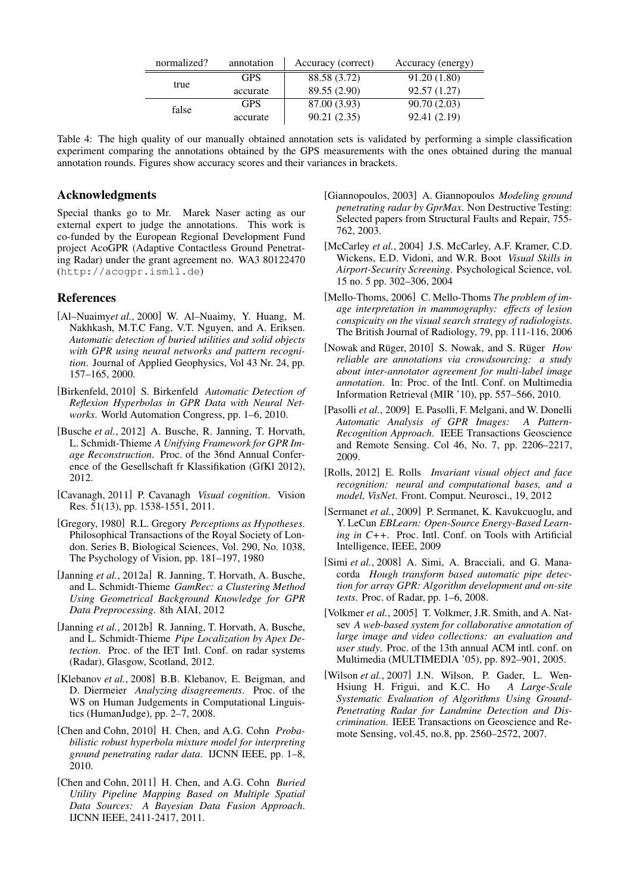| normalized? | annotation | Accuracy (correct) | Accuracy (energy) |
|---|---|---|---|
| true | GPS | 88.58 (3.72) | 91.20 (1.80) |
| | accurate | 89.55 (2.90) | 92.57 (1.27) |
| false | GPS | 87.00 (3.93) | 90.70 (2.03) |
| | accurate | 90.21 (2.35) | 92.41 (2.19) |

Table 4: The high quality of our manually obtained annotation sets is validated by performing a simple classification experiment comparing the annotations obtained by the GPS measurements with the ones obtained during the manual annotation rounds. Figures show accuracy scores and their variances in brackets.

## Acknowledgments

Special thanks go to Mr. Marek Naser acting as our external expert to judge the annotations. This work is co-funded by the European Regional Development Fund project AcoGPR (Adaptive Contactless Ground Penetrating Radar) under the grant agreement no. WA3 80122470 (http://acogpr.ismll.de)

## References

[Al–Nuaimy*et al.*, 2000] W. Al–Nuaimy, Y. Huang, M. Nakhkash, M.T.C Fang, V.T. Nguyen, and A. Eriksen. *Automatic detection of buried utilities and solid objects with GPR using neural networks and pattern recognition*. Journal of Applied Geophysics, Vol 43 Nr. 24, pp. 157–165, 2000.

[Birkenfeld, 2010] S. Birkenfeld *Automatic Detection of Reflexion Hyperbolas in GPR Data with Neural Networks*. World Automation Congress, pp. 1–6, 2010.

[Busche *et al.*, 2012] A. Busche, R. Janning, T. Horvath, L. Schmidt-Thieme *A Unifying Framework for GPR Image Reconstruction*. Proc. of the 36nd Annual Conference of the Gesellschaft fr Klassifikation (GfKl 2012), 2012.

[Cavanagh, 2011] P. Cavanagh *Visual cognition*. Vision Res. 51(13), pp. 1538-1551, 2011.

[Gregory, 1980] R.L. Gregory *Perceptions as Hypotheses*. Philosophical Transactions of the Royal Society of London. Series B, Biological Sciences, Vol. 290, No. 1038, The Psychology of Vision, pp. 181–197, 1980

[Janning *et al.*, 2012a] R. Janning, T. Horvath, A. Busche, and L. Schmidt-Thieme *GamRec: a Clustering Method Using Geometrical Background Knowledge for GPR Data Preprocessing*. 8th AIAI, 2012

[Janning *et al.*, 2012b] R. Janning, T. Horvath, A. Busche, and L. Schmidt-Thieme *Pipe Localization by Apex Detection*. Proc. of the IET Intl. Conf. on radar systems (Radar), Glasgow, Scotland, 2012.

[Klebanov *et al.*, 2008] B.B. Klebanov, E. Beigman, and D. Diermeier *Analyzing disagreements*. Proc. of the WS on Human Judgements in Computational Linguistics (HumanJudge), pp. 2–7, 2008.

[Chen and Cohn, 2010] H. Chen, and A.G. Cohn *Probabilistic robust hyperbola mixture model for interpreting ground penetrating radar data*. IJCNN IEEE, pp. 1–8, 2010.

[Chen and Cohn, 2011] H. Chen, and A.G. Cohn *Buried Utility Pipeline Mapping Based on Multiple Spatial Data Sources: A Bayesian Data Fusion Approach*. IJCNN IEEE, 2411-2417, 2011.

[Giannopoulos, 2003] A. Giannopoulos *Modeling ground penetrating radar by GprMax*. Non Destructive Testing: Selected papers from Structural Faults and Repair, 755-762, 2003.

[McCarley *et al.*, 2004] J.S. McCarley, A.F. Kramer, C.D. Wickens, E.D. Vidoni, and W.R. Boot *Visual Skills in Airport-Security Screening*. Psychological Science, vol. 15 no. 5 pp. 302–306, 2004

[Mello-Thoms, 2006] C. Mello-Thoms *The problem of image interpretation in mammography: effects of lesion conspicuity on the visual search strategy of radiologists*. The British Journal of Radiology, 79, pp. 111-116, 2006

[Nowak and Rüger, 2010] S. Nowak, and S. Rüger *How reliable are annotations via crowdsourcing: a study about inter-annotator agreement for multi-label image annotation*. In: Proc. of the Intl. Conf. on Multimedia Information Retrieval (MIR '10), pp. 557–566, 2010.

[Pasolli *et al.*, 2009] E. Pasolli, F. Melgani, and W. Donelli *Automatic Analysis of GPR Images: A Pattern-Recognition Approach*. IEEE Transactions Geoscience and Remote Sensing. Col 46, No. 7, pp. 2206–2217, 2009.

[Rolls, 2012] E. Rolls *Invariant visual object and face recognition: neural and computational bases, and a model, VisNet*. Front. Comput. Neurosci., 19, 2012

[Sermanet *et al.*, 2009] P. Sermanet, K. Kavukcuoglu, and Y. LeCun *EBLearn: Open-Source Energy-Based Learning in C++*. Proc. Intl. Conf. on Tools with Artificial Intelligence, IEEE, 2009

[Simi *et al.*, 2008] A. Simi, A. Bracciali, and G. Manacorda *Hough transform based automatic pipe detection for array GPR: Algorithm development and on-site tests*. Proc. of Radar, pp. 1–6, 2008.

[Volkmer *et al.*, 2005] T. Volkmer, J.R. Smith, and A. Natsev *A web-based system for collaborative annotation of large image and video collections: an evaluation and user study*. Proc. of the 13th annual ACM intl. conf. on Multimedia (MULTIMEDIA '05), pp. 892–901, 2005.

[Wilson *et al.*, 2007] J.N. Wilson, P. Gader, L. Wen-Hsiung H. Frigui, and K.C. Ho *A Large-Scale Systematic Evaluation of Algorithms Using Ground-Penetrating Radar for Landmine Detection and Discrimination*. IEEE Transactions on Geoscience and Remote Sensing, vol.45, no.8, pp. 2560–2572, 2007.